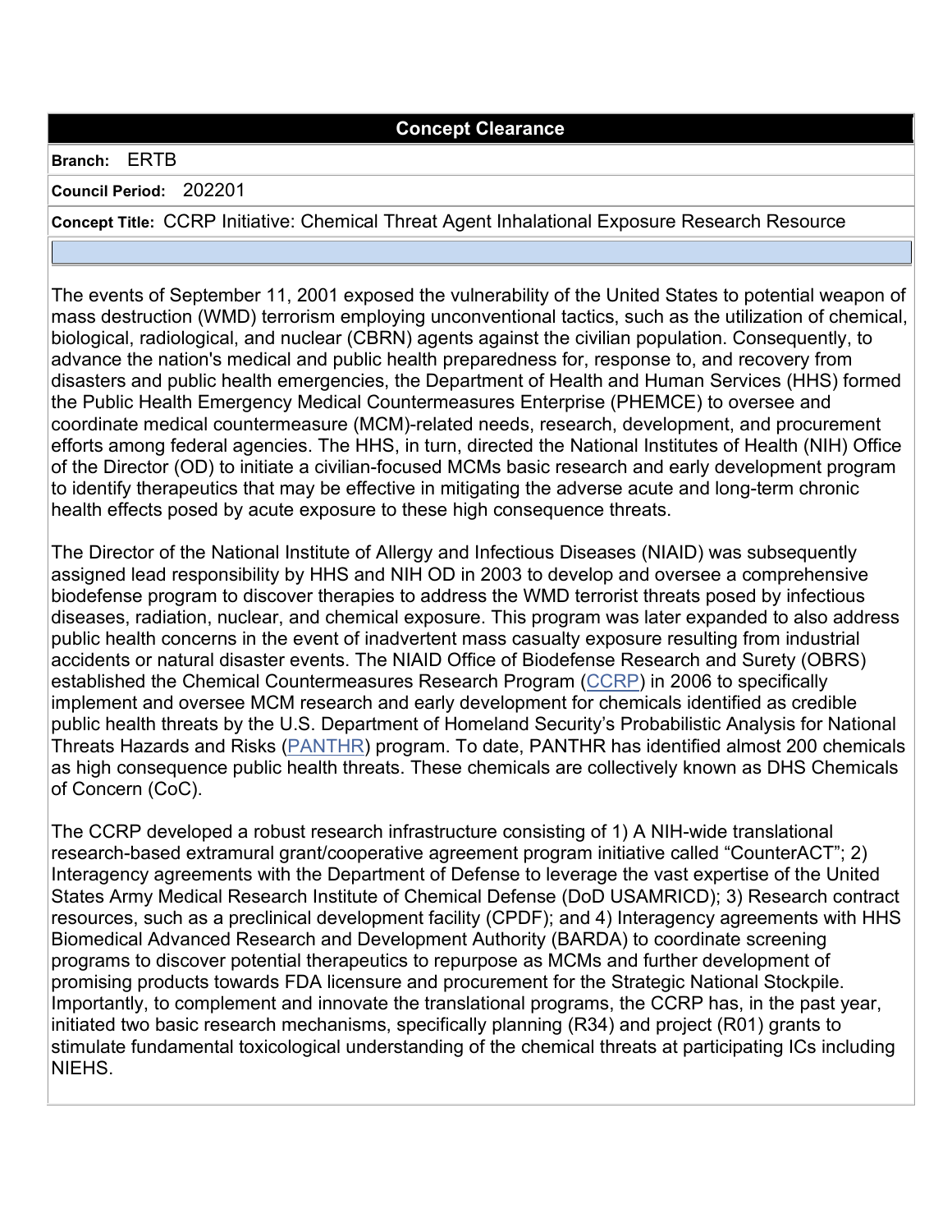## Concept Clearance

**Branch:** ERTB

**Council Period:** 202201

**Concept Title:** CCRP Initiative: Chemical Threat Agent Inhalational Exposure Research Resource

The events of September 11, 2001 exposed the vulnerability of the United States to potential weapon of mass destruction (WMD) terrorism employing unconventional tactics, such as the utilization of chemical, biological, radiological, and nuclear (CBRN) agents against the civilian population. Consequently, to advance the nation's medical and public health preparedness for, response to, and recovery from disasters and public health emergencies, the Department of Health and Human Services (HHS) formed the Public Health Emergency Medical Countermeasures Enterprise (PHEMCE) to oversee and coordinate medical countermeasure (MCM)-related needs, research, development, and procurement efforts among federal agencies. The HHS, in turn, directed the National Institutes of Health (NIH) Office of the Director (OD) to initiate a civilian-focused MCMs basic research and early development program to identify therapeutics that may be effective in mitigating the adverse acute and long-term chronic health effects posed by acute exposure to these high consequence threats.

The Director of the National Institute of Allergy and Infectious Diseases (NIAID) was subsequently assigned lead responsibility by HHS and NIH OD in 2003 to develop and oversee a comprehensive biodefense program to discover therapies to address the WMD terrorist threats posed by infectious diseases, radiation, nuclear, and chemical exposure. This program was later expanded to also address public health concerns in the event of inadvertent mass casualty exposure resulting from industrial accidents or natural disaster events. The NIAID Office of Biodefense Research and Surety (OBRS) established the Chemical Countermeasures Research Program (CCRP) in 2006 to specifically implement and oversee MCM research and early development for chemicals identified as credible public health threats by the U.S. Department of Homeland Security's Probabilistic Analysis for National Threats Hazards and Risks (PANTHR) program. To date, PANTHR has identified almost 200 chemicals as high consequence public health threats. These chemicals are collectively known as DHS Chemicals of Concern (CoC).

The CCRP developed a robust research infrastructure consisting of 1) A NIH-wide translational research-based extramural grant/cooperative agreement program initiative called "CounterACT"; 2) Interagency agreements with the Department of Defense to leverage the vast expertise of the United States Army Medical Research Institute of Chemical Defense (DoD USAMRICD); 3) Research contract resources, such as a preclinical development facility (CPDF); and 4) Interagency agreements with HHS Biomedical Advanced Research and Development Authority (BARDA) to coordinate screening programs to discover potential therapeutics to repurpose as MCMs and further development of promising products towards FDA licensure and procurement for the Strategic National Stockpile. Importantly, to complement and innovate the translational programs, the CCRP has, in the past year, initiated two basic research mechanisms, specifically planning (R34) and project (R01) grants to stimulate fundamental toxicological understanding of the chemical threats at participating ICs including NIEHS.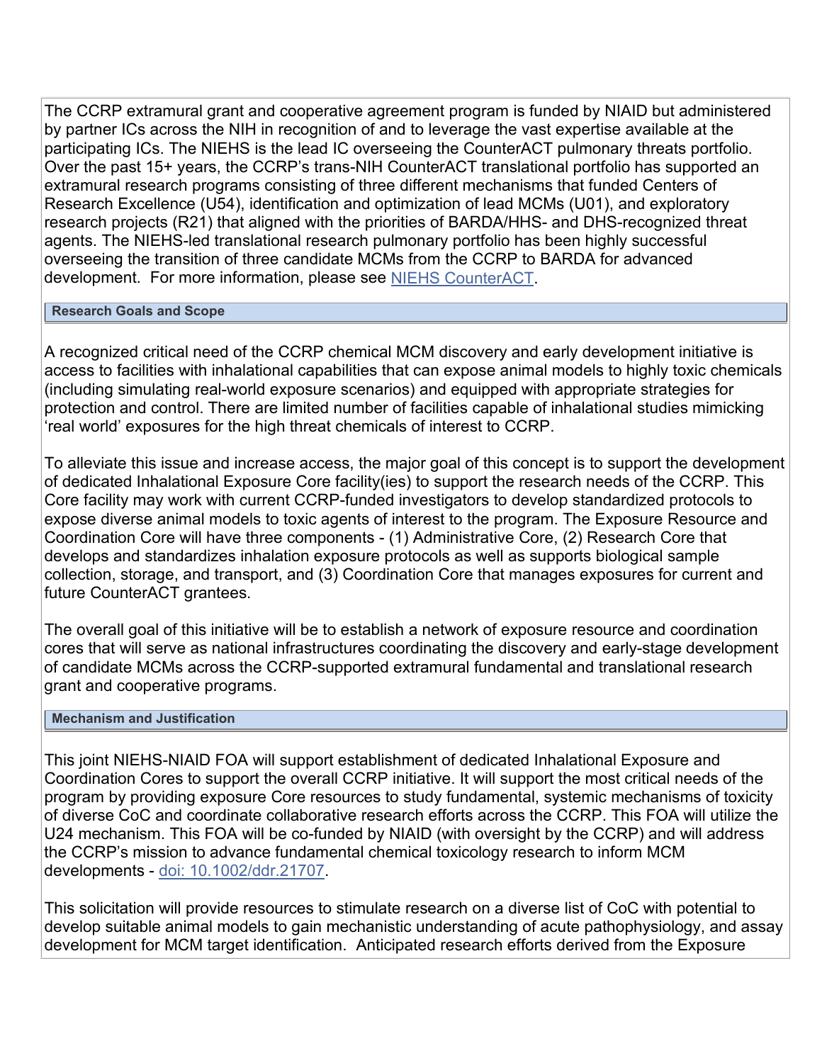The CCRP extramural grant and cooperative agreement program is funded by NIAID but administered by partner ICs across the NIH in recognition of and to leverage the vast expertise available at the participating ICs. The NIEHS is the lead IC overseeing the CounterACT pulmonary threats portfolio. Over the past 15+ years, the CCRP's trans-NIH CounterACT translational portfolio has supported an extramural research programs consisting of three different mechanisms that funded Centers of Research Excellence (U54), identification and optimization of lead MCMs (U01), and exploratory research projects (R21) that aligned with the priorities of BARDA/HHS- and DHS-recognized threat agents. The NIEHS-led translational research pulmonary portfolio has been highly successful overseeing the transition of three candidate MCMs from the CCRP to BARDA for advanced development. For more information, please see [NIEHS CounterACT](NIEHS CounterACT).

### Research Goals and Scope

A recognized critical need of the CCRP chemical MCM discovery and early development initiative is access to facilities with inhalational capabilities that can expose animal models to highly toxic chemicals (including simulating real-world exposure scenarios) and equipped with appropriate strategies for protection and control. There are limited number of facilities capable of inhalational studies mimicking 'real world' exposures for the high threat chemicals of interest to CCRP.

To alleviate this issue and increase access, the major goal of this concept is to support the development of dedicated Inhalational Exposure Core facility(ies) to support the research needs of the CCRP. This Core facility may work with current CCRP-funded investigators to develop standardized protocols to expose diverse animal models to toxic agents of interest to the program. The Exposure Resource and Coordination Core will have three components - (1) Administrative Core, (2) Research Core that develops and standardizes inhalation exposure protocols as well as supports biological sample collection, storage, and transport, and (3) Coordination Core that manages exposures for current and future CounterACT grantees.

The overall goal of this initiative will be to establish a network of exposure resource and coordination cores that will serve as national infrastructures coordinating the discovery and early-stage development of candidate MCMs across the CCRP-supported extramural fundamental and translational research grant and cooperative programs.

### Mechanism and Justification

This joint NIEHS-NIAID FOA will support establishment of dedicated Inhalational Exposure and Coordination Cores to support the overall CCRP initiative. It will support the most critical needs of the program by providing exposure Core resources to study fundamental, systemic mechanisms of toxicity of diverse CoC and coordinate collaborative research efforts across the CCRP. This FOA will utilize the U24 mechanism. This FOA will be co-funded by NIAID (with oversight by the CCRP) and will address the CCRP's mission to advance fundamental chemical toxicology research to inform MCM developments - doi: 10.1002/ddr.21707.

This solicitation will provide resources to stimulate research on a diverse list of CoC with potential to develop suitable animal models to gain mechanistic understanding of acute pathophysiology, and assay development for MCM target identification. Anticipated research efforts derived from the Exposure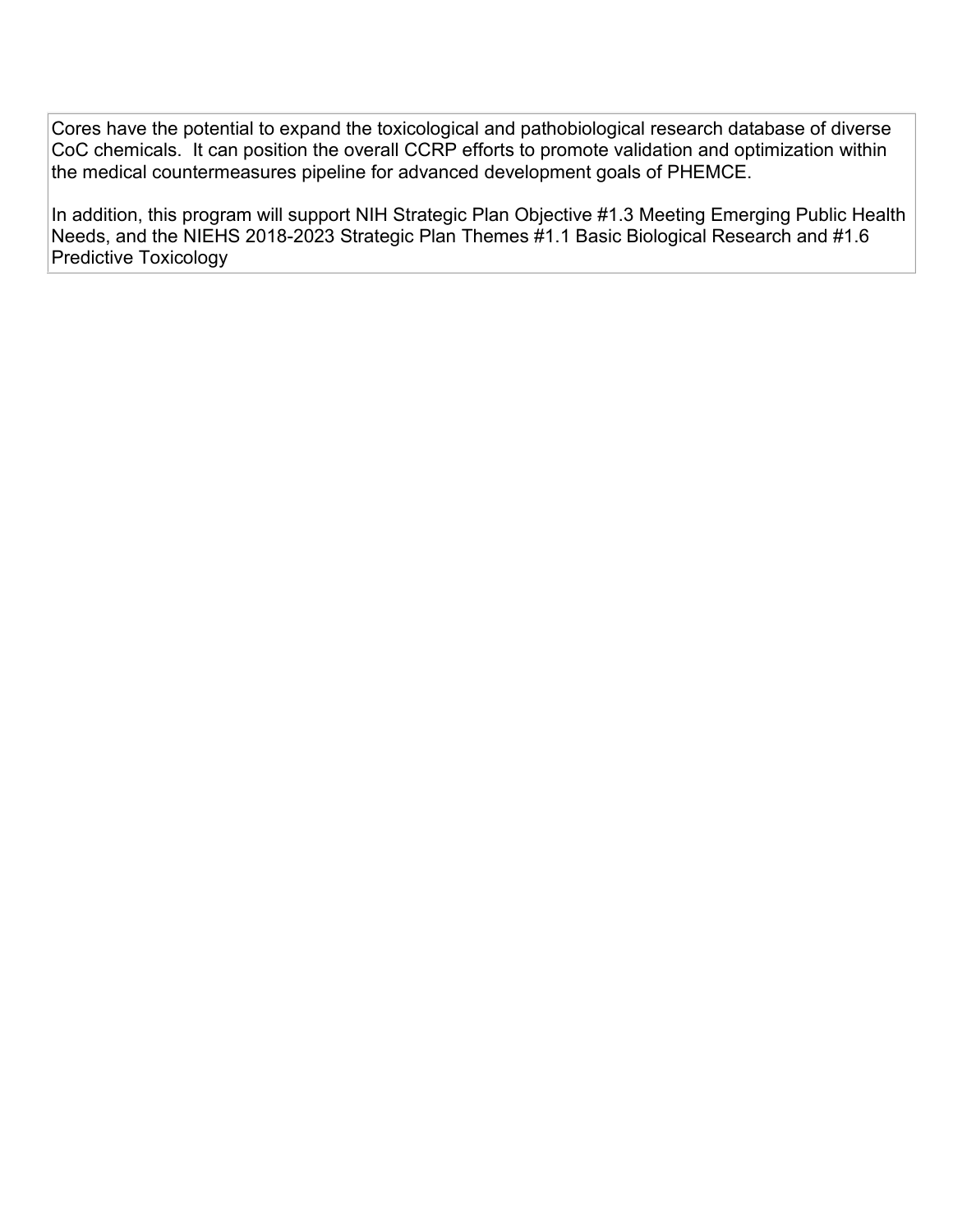Cores have the potential to expand the toxicological and pathobiological research database of diverse CoC chemicals. It can position the overall CCRP efforts to promote validation and optimization within the medical countermeasures pipeline for advanced development goals of PHEMCE.

In addition, this program will support NIH Strategic Plan Objective #1.3 Meeting Emerging Public Health Needs, and the NIEHS 2018-2023 Strategic Plan Themes #1.1 Basic Biological Research and #1.6 Predictive Toxicology